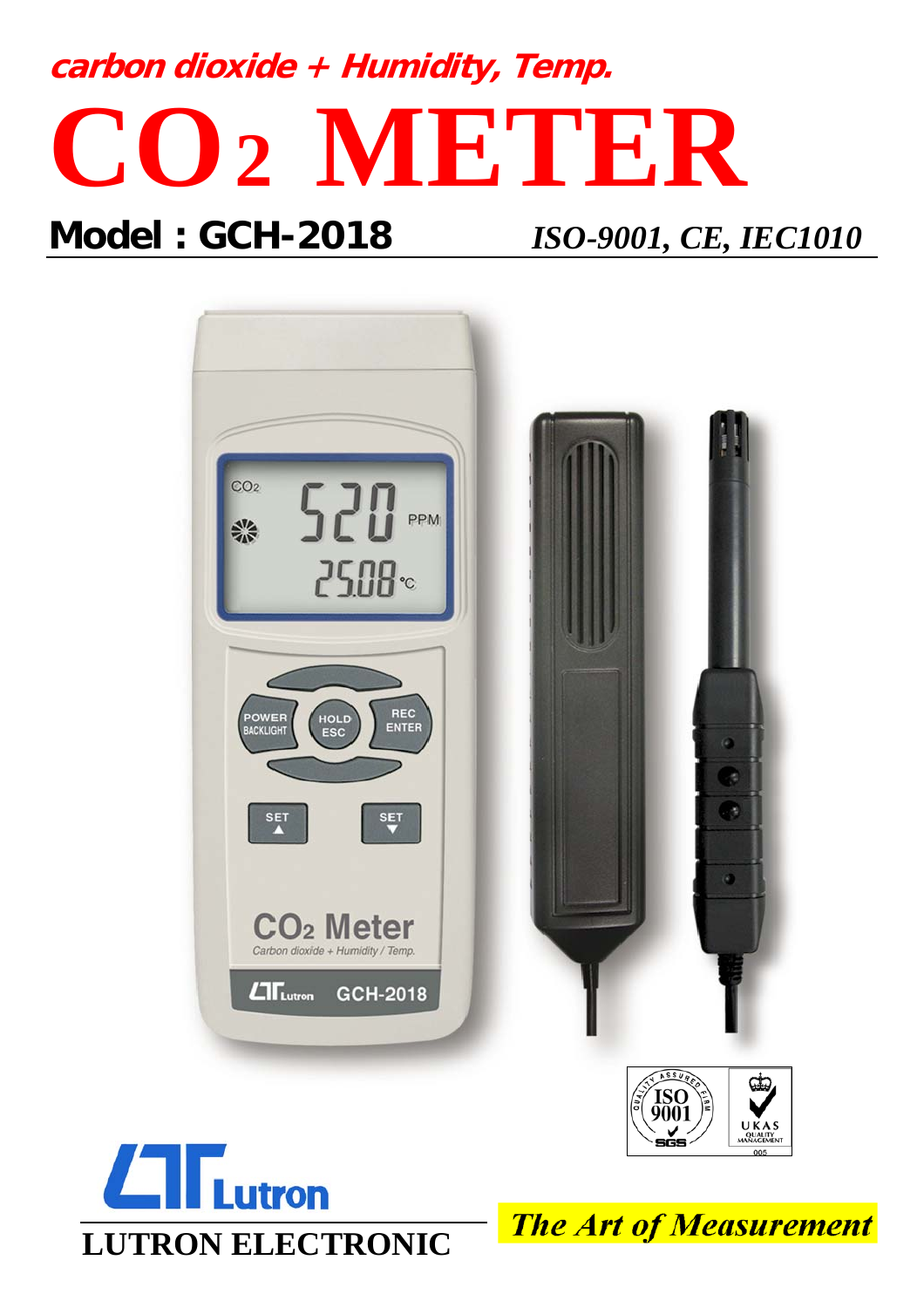**carbon dioxide + Humidity, Temp.**

# $CO_2$ METER

**Model : GCH-2018** *ISO-9001, CE, IEC1010*

**LUTRON ELECTRONIC**

***The Art of Measurement***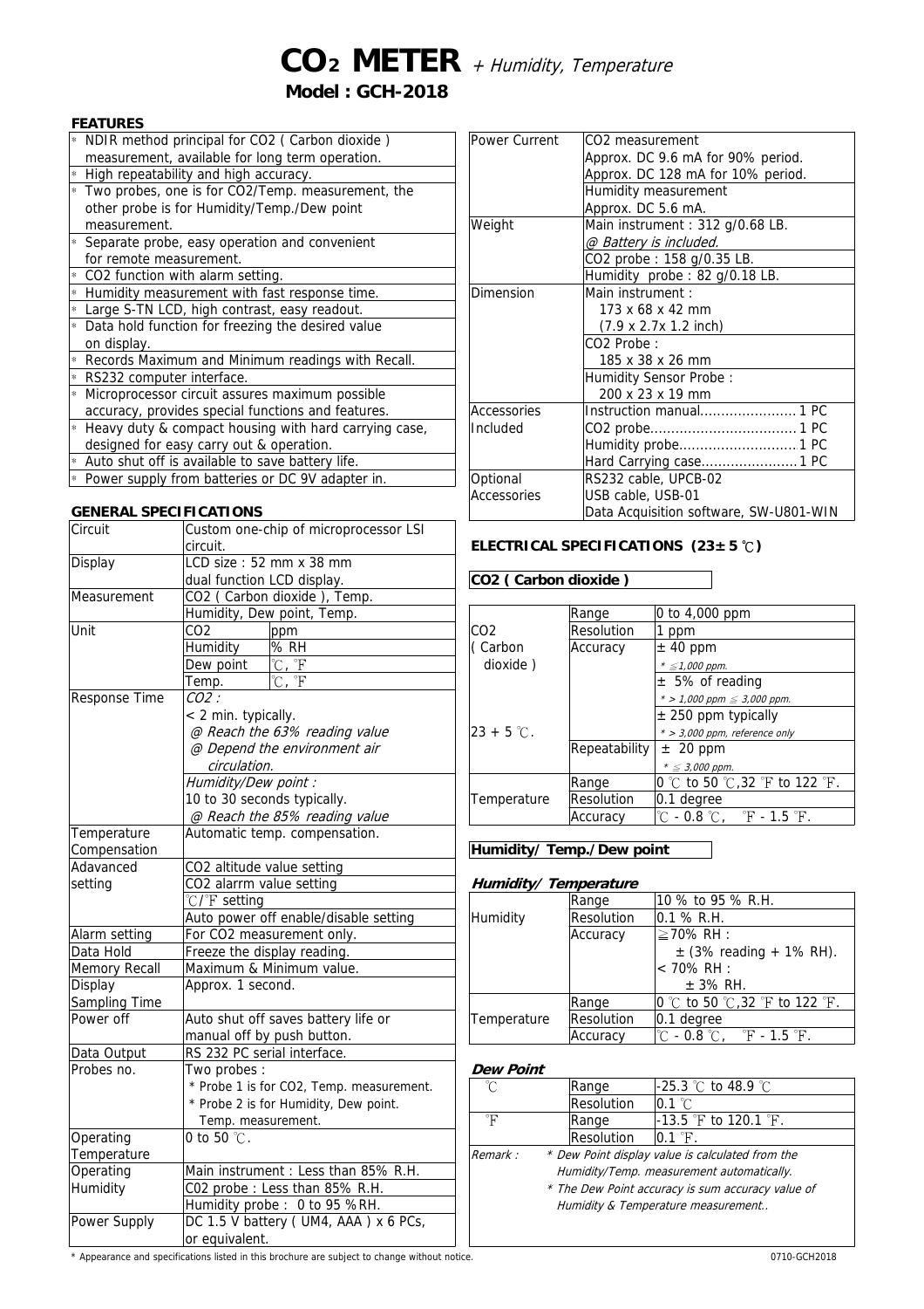# $CO_2$ METER + *Humidity, Temperature*

**Model : GCH-2018**

## FEATURES

- * NDIR method principal for CO2 ( Carbon dioxide ) measurement, available for long term operation.
- * High repeatability and high accuracy.
- * Two probes, one is for CO2/Temp. measurement, the other probe is for Humidity/Temp./Dew point measurement.
- * Separate probe, easy operation and convenient for remote measurement.
- * CO2 function with alarm setting.
- * Humidity measurement with fast response time.
- * Large S-TN LCD, high contrast, easy readout.
- * Data hold function for freezing the desired value on display.
- * Records Maximum and Minimum readings with Recall.
- * RS232 computer interface.
- * Microprocessor circuit assures maximum possible accuracy, provides special functions and features.
- * Heavy duty & compact housing with hard carrying case, designed for easy carry out & operation.
- * Auto shut off is available to save battery life.
- * Power supply from batteries or DC 9V adapter in.

## GENERAL SPECIFICATIONS

| | | |
|---|---|---|
| Circuit | Custom one-chip of microprocessor LSI circuit. | |
| Display | LCD size : 52 mm x 38 mm<br>dual function LCD display. | |
| Measurement | CO2 ( Carbon dioxide ), Temp.<br>Humidity, Dew point, Temp. | |
| Unit | CO2 | ppm |
| | Humidity | % RH |
| | Dew point | ℃, ℉ |
| | Temp. | ℃, ℉ |
| Response Time | *CO2 :*<br>< 2 min. typically.<br>*@ Reach the 63% reading value*<br>*@ Depend the environment air circulation.* | |
| | *Humidity/Dew point :*<br>10 to 30 seconds typically.<br>*@ Reach the 85% reading value* | |
| Temperature Compensation | Automatic temp. compensation. | |
| Adavanced setting | CO2 altitude value setting | |
| | CO2 alarrm value setting | |
| | ℃/℉ setting | |
| | Auto power off enable/disable setting | |
| Alarm setting | For CO2 measurement only. | |
| Data Hold | Freeze the display reading. | |
| Memory Recall | Maximum & Minimum value. | |
| Display Sampling Time | Approx. 1 second. | |
| Power off | Auto shut off saves battery life or manual off by push button. | |
| Data Output | RS 232 PC serial interface. | |
| Probes no. | Two probes :<br>* Probe 1 is for CO2, Temp. measurement.<br>* Probe 2 is for Humidity, Dew point. Temp. measurement. | |
| Operating Temperature | 0 to 50 ℃. | |
| Operating Humidity | Main instrument : Less than 85% R.H. | |
| | C02 probe : Less than 85% R.H. | |
| | Humidity probe : 0 to 95 %RH. | |
| Power Supply | DC 1.5 V battery ( UM4, AAA ) x 6 PCs, or equivalent. | |
| Power Current | CO2 measurement<br>Approx. DC 9.6 mA for 90% period.<br>Approx. DC 128 mA for 10% period. | |
| | Humidity measurement<br>Approx. DC 5.6 mA. | |
| Weight | Main instrument : 312 g/0.68 LB.<br>*@ Battery is included.* | |
| | CO2 probe : 158 g/0.35 LB. | |
| | Humidity probe : 82 g/0.18 LB. | |
| Dimension | Main instrument :<br>173 x 68 x 42 mm<br>(7.9 x 2.7x 1.2 inch) | |
| | CO2 Probe :<br>185 x 38 x 26 mm | |
| | Humidity Sensor Probe :<br>200 x 23 x 19 mm | |
| Accessories Included | Instruction manual....................... 1 PC | |
| | CO2 probe.................................. 1 PC | |
| | Humidity probe............................ 1 PC | |
| | Hard Carrying case....................... 1 PC | |
| Optional Accessories | RS232 cable, UPCB-02 | |
| | USB cable, USB-01 | |
| | Data Acquisition software, SW-U801-WIN | |

## ELECTRICAL SPECIFICATIONS (23± 5 ℃)

### CO2 ( Carbon dioxide )

| | | |
|---|---|---|
| CO2 ( Carbon dioxide ) 23 + 5 ℃. | Range | 0 to 4,000 ppm |
| | Resolution | 1 ppm |
| | Accuracy | ± 40 ppm<br>*\* ≤1,000 ppm.* |
| | | ± 5% of reading<br>*\* > 1,000 ppm ≤ 3,000 ppm.* |
| | | ± 250 ppm typically<br>*\* > 3,000 ppm, reference only* |
| | Repeatability | ± 20 ppm<br>*\* ≤ 3,000 ppm.* |
| Temperature | Range | 0 ℃ to 50 ℃,32 ℉ to 122 ℉. |
| | Resolution | 0.1 degree |
| | Accuracy | ℃ - 0.8 ℃, ℉ - 1.5 ℉. |

### Humidity/ Temp./Dew point

#### *Humidity/ Temperature*

| | | |
|---|---|---|
| Humidity | Range | 10 % to 95 % R.H. |
| | Resolution | 0.1 % R.H. |
| | Accuracy | ≧70% RH :<br>± (3% reading + 1% RH).<br>< 70% RH :<br>± 3% RH. |
| Temperature | Range | 0 ℃ to 50 ℃,32 ℉ to 122 ℉. |
| | Resolution | 0.1 degree |
| | Accuracy | ℃ - 0.8 ℃, ℉ - 1.5 ℉. |

#### *Dew Point*

| | | |
|---|---|---|
| ℃ | Range | -25.3 ℃ to 48.9 ℃ |
| | Resolution | 0.1 ℃ |
| ℉ | Range | -13.5 ℉ to 120.1 ℉. |
| | Resolution | 0.1 ℉. |

*Remark :* * *Dew Point display value is calculated from the Humidity/Temp. measurement automatically.*
* *The Dew Point accuracy is sum accuracy value of Humidity & Temperature measurement..*

\* Appearance and specifications listed in this brochure are subject to change without notice.

0710-GCH2018